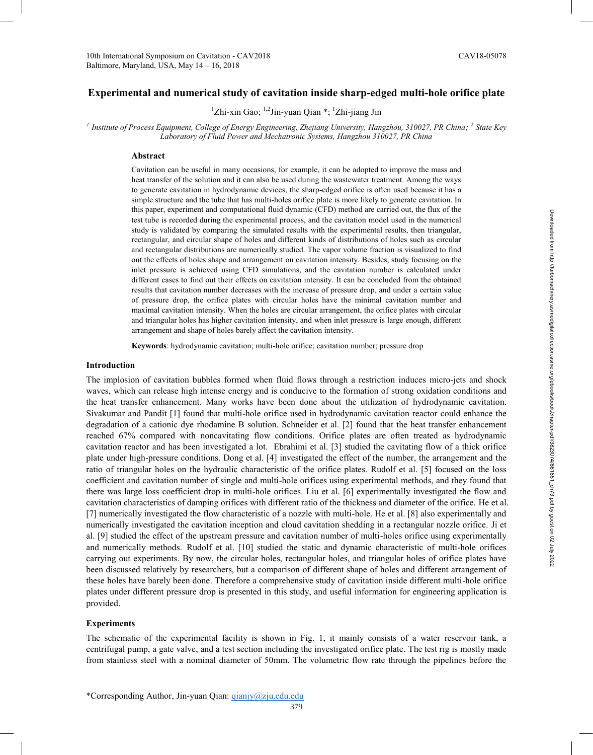# Experimental and numerical study of cavitation inside sharp-edged multi-hole orifice plate

[1]Zhi-xin Gao; [1,2]Jin-yuan Qian *; [1]Zhi-jiang Jin

[1] *Institute of Process Equipment, College of Energy Engineering, Zhejiang University, Hangzhou, 310027, PR China;* [2] *State Key Laboratory of Fluid Power and Mechatronic Systems, Hangzhou 310027, PR China*

## Abstract

Cavitation can be useful in many occasions, for example, it can be adopted to improve the mass and heat transfer of the solution and it can also be used during the wastewater treatment. Among the ways to generate cavitation in hydrodynamic devices, the sharp-edged orifice is often used because it has a simple structure and the tube that has multi-holes orifice plate is more likely to generate cavitation. In this paper, experiment and computational fluid dynamic (CFD) method are carried out, the flux of the test tube is recorded during the experimental process, and the cavitation model used in the numerical study is validated by comparing the simulated results with the experimental results, then triangular, rectangular, and circular shape of holes and different kinds of distributions of holes such as circular and rectangular distributions are numerically studied. The vapor volume fraction is visualized to find out the effects of holes shape and arrangement on cavitation intensity. Besides, study focusing on the inlet pressure is achieved using CFD simulations, and the cavitation number is calculated under different cases to find out their effects on cavitation intensity. It can be concluded from the obtained results that cavitation number decreases with the increase of pressure drop, and under a certain value of pressure drop, the orifice plates with circular holes have the minimal cavitation number and maximal cavitation intensity. When the holes are circular arrangement, the orifice plates with circular and triangular holes has higher cavitation intensity, and when inlet pressure is large enough, different arrangement and shape of holes barely affect the cavitation intensity.

**Keywords**: hydrodynamic cavitation; multi-hole orifice; cavitation number; pressure drop

## Introduction

The implosion of cavitation bubbles formed when fluid flows through a restriction induces micro-jets and shock waves, which can release high intense energy and is conducive to the formation of strong oxidation conditions and the heat transfer enhancement. Many works have been done about the utilization of hydrodynamic cavitation. Sivakumar and Pandit [1] found that multi-hole orifice used in hydrodynamic cavitation reactor could enhance the degradation of a cationic dye rhodamine B solution. Schneider et al. [2] found that the heat transfer enhancement reached 67% compared with noncavitating flow conditions. Orifice plates are often treated as hydrodynamic cavitation reactor and has been investigated a lot. Ebrahimi et al. [3] studied the cavitating flow of a thick orifice plate under high-pressure conditions. Dong et al. [4] investigated the effect of the number, the arrangement and the ratio of triangular holes on the hydraulic characteristic of the orifice plates. Rudolf et al. [5] focused on the loss coefficient and cavitation number of single and multi-hole orifices using experimental methods, and they found that there was large loss coefficient drop in multi-hole orifices. Liu et al. [6] experimentally investigated the flow and cavitation characteristics of damping orifices with different ratio of the thickness and diameter of the orifice. He et al. [7] numerically investigated the flow characteristic of a nozzle with multi-hole. He et al. [8] also experimentally and numerically investigated the cavitation inception and cloud cavitation shedding in a rectangular nozzle orifice. Ji et al. [9] studied the effect of the upstream pressure and cavitation number of multi-holes orifice using experimentally and numerically methods. Rudolf et al. [10] studied the static and dynamic characteristic of multi-hole orifices carrying out experiments. By now, the circular holes, rectangular holes, and triangular holes of orifice plates have been discussed relatively by researchers, but a comparison of different shape of holes and different arrangement of these holes have barely been done. Therefore a comprehensive study of cavitation inside different multi-hole orifice plates under different pressure drop is presented in this study, and useful information for engineering application is provided.

## Experiments

The schematic of the experimental facility is shown in Fig. 1, it mainly consists of a water reservoir tank, a centrifugal pump, a gate valve, and a test section including the investigated orifice plate. The test rig is mostly made from stainless steel with a nominal diameter of 50mm. The volumetric flow rate through the pipelines before the

*Corresponding Author, Jin-yuan Qian: qianjy@zju.edu.edu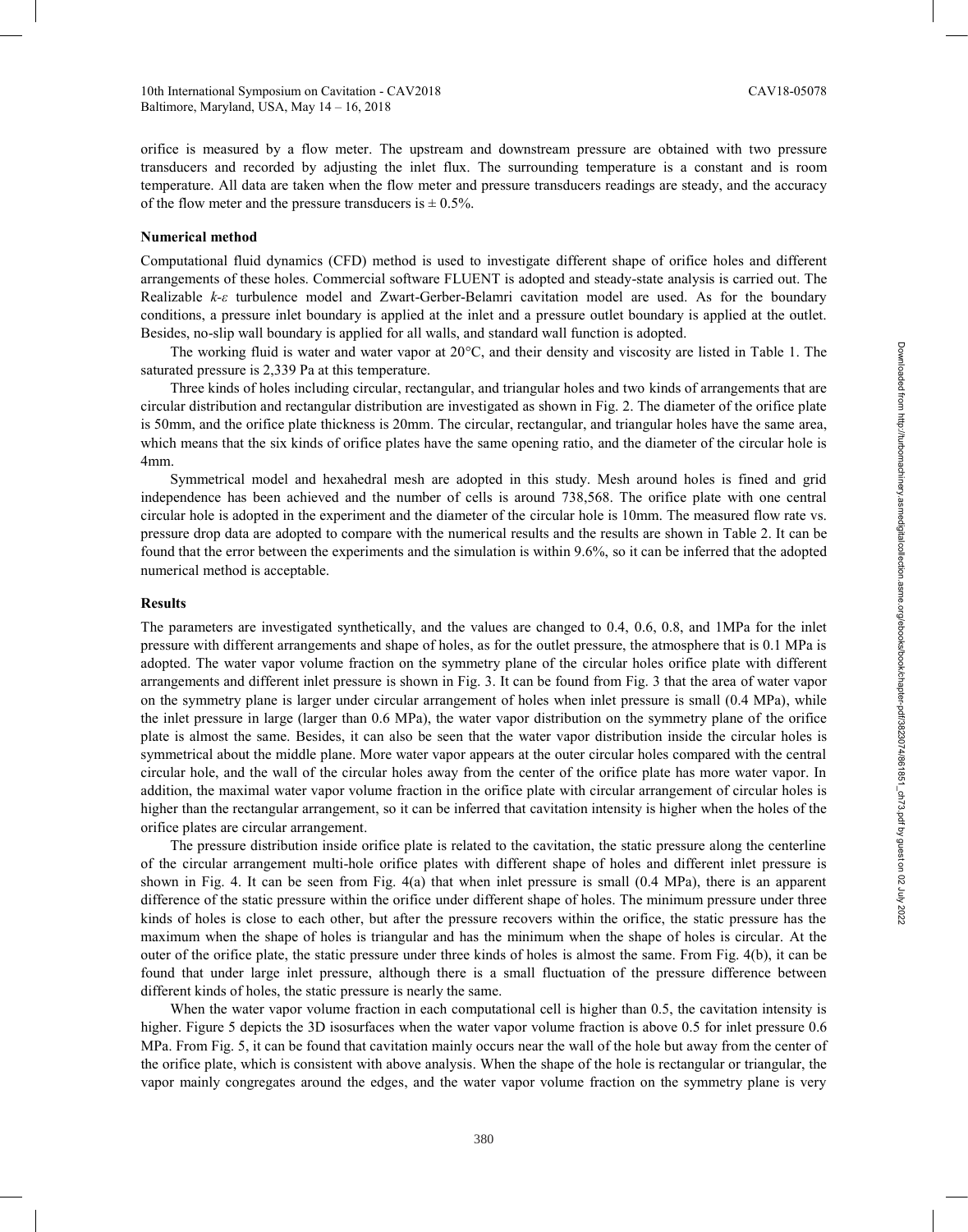orifice is measured by a flow meter. The upstream and downstream pressure are obtained with two pressure transducers and recorded by adjusting the inlet flux. The surrounding temperature is a constant and is room temperature. All data are taken when the flow meter and pressure transducers readings are steady, and the accuracy of the flow meter and the pressure transducers is ± 0.5%.

### Numerical method

Computational fluid dynamics (CFD) method is used to investigate different shape of orifice holes and different arrangements of these holes. Commercial software FLUENT is adopted and steady-state analysis is carried out. The Realizable $k$-$\varepsilon$ turbulence model and Zwart-Gerber-Belamri cavitation model are used. As for the boundary conditions, a pressure inlet boundary is applied at the inlet and a pressure outlet boundary is applied at the outlet. Besides, no-slip wall boundary is applied for all walls, and standard wall function is adopted.

The working fluid is water and water vapor at 20°C, and their density and viscosity are listed in Table 1. The saturated pressure is 2,339 Pa at this temperature.

Three kinds of holes including circular, rectangular, and triangular holes and two kinds of arrangements that are circular distribution and rectangular distribution are investigated as shown in Fig. 2. The diameter of the orifice plate is 50mm, and the orifice plate thickness is 20mm. The circular, rectangular, and triangular holes have the same area, which means that the six kinds of orifice plates have the same opening ratio, and the diameter of the circular hole is 4mm.

Symmetrical model and hexahedral mesh are adopted in this study. Mesh around holes is fined and grid independence has been achieved and the number of cells is around 738,568. The orifice plate with one central circular hole is adopted in the experiment and the diameter of the circular hole is 10mm. The measured flow rate vs. pressure drop data are adopted to compare with the numerical results and the results are shown in Table 2. It can be found that the error between the experiments and the simulation is within 9.6%, so it can be inferred that the adopted numerical method is acceptable.

### Results

The parameters are investigated synthetically, and the values are changed to 0.4, 0.6, 0.8, and 1MPa for the inlet pressure with different arrangements and shape of holes, as for the outlet pressure, the atmosphere that is 0.1 MPa is adopted. The water vapor volume fraction on the symmetry plane of the circular holes orifice plate with different arrangements and different inlet pressure is shown in Fig. 3. It can be found from Fig. 3 that the area of water vapor on the symmetry plane is larger under circular arrangement of holes when inlet pressure is small (0.4 MPa), while the inlet pressure in large (larger than 0.6 MPa), the water vapor distribution on the symmetry plane of the orifice plate is almost the same. Besides, it can also be seen that the water vapor distribution inside the circular holes is symmetrical about the middle plane. More water vapor appears at the outer circular holes compared with the central circular hole, and the wall of the circular holes away from the center of the orifice plate has more water vapor. In addition, the maximal water vapor volume fraction in the orifice plate with circular arrangement of circular holes is higher than the rectangular arrangement, so it can be inferred that cavitation intensity is higher when the holes of the orifice plates are circular arrangement.

The pressure distribution inside orifice plate is related to the cavitation, the static pressure along the centerline of the circular arrangement multi-hole orifice plates with different shape of holes and different inlet pressure is shown in Fig. 4. It can be seen from Fig. 4(a) that when inlet pressure is small (0.4 MPa), there is an apparent difference of the static pressure within the orifice under different shape of holes. The minimum pressure under three kinds of holes is close to each other, but after the pressure recovers within the orifice, the static pressure has the maximum when the shape of holes is triangular and has the minimum when the shape of holes is circular. At the outer of the orifice plate, the static pressure under three kinds of holes is almost the same. From Fig. 4(b), it can be found that under large inlet pressure, although there is a small fluctuation of the pressure difference between different kinds of holes, the static pressure is nearly the same.

When the water vapor volume fraction in each computational cell is higher than 0.5, the cavitation intensity is higher. Figure 5 depicts the 3D isosurfaces when the water vapor volume fraction is above 0.5 for inlet pressure 0.6 MPa. From Fig. 5, it can be found that cavitation mainly occurs near the wall of the hole but away from the center of the orifice plate, which is consistent with above analysis. When the shape of the hole is rectangular or triangular, the vapor mainly congregates around the edges, and the water vapor volume fraction on the symmetry plane is very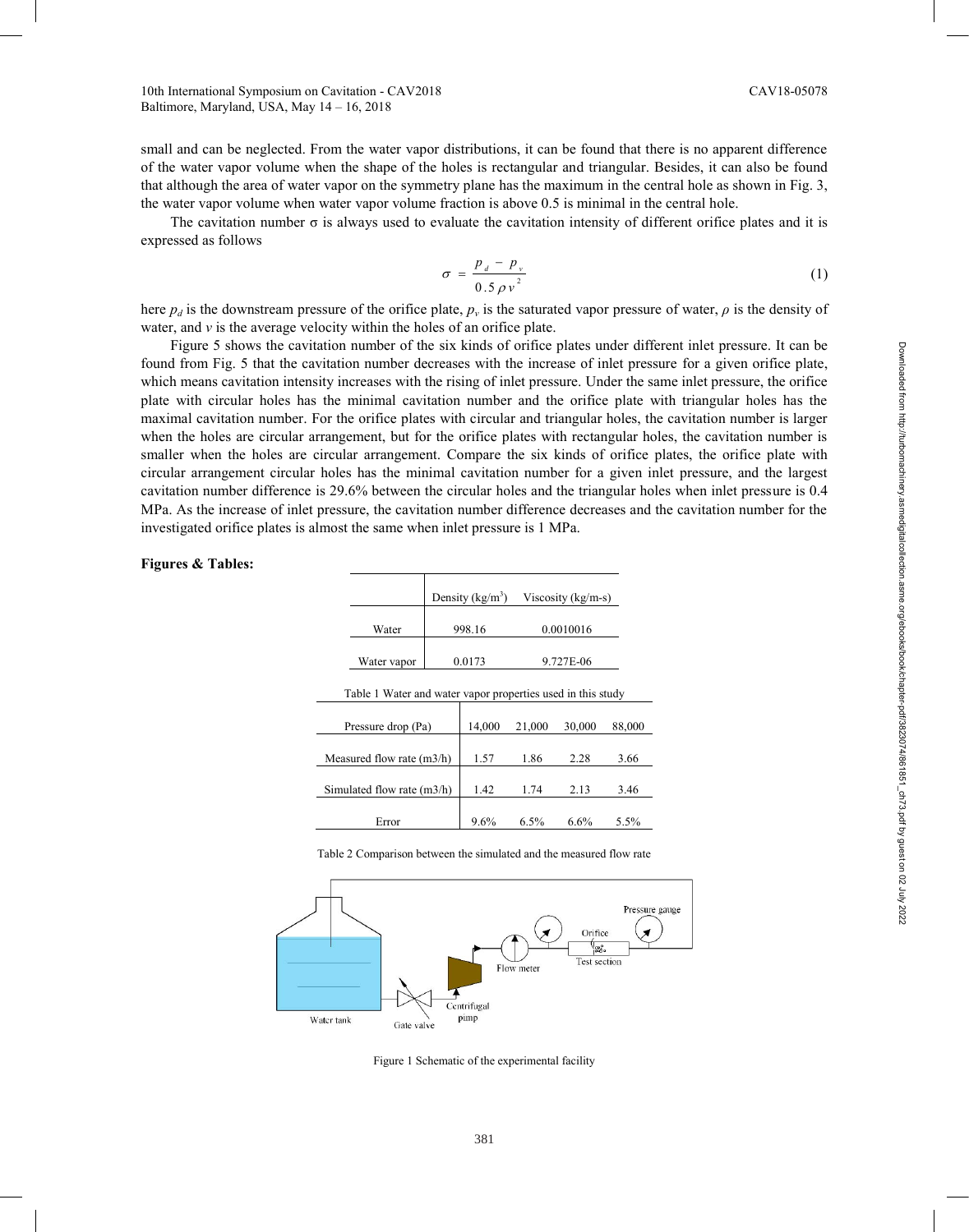small and can be neglected. From the water vapor distributions, it can be found that there is no apparent difference of the water vapor volume when the shape of the holes is rectangular and triangular. Besides, it can also be found that although the area of water vapor on the symmetry plane has the maximum in the central hole as shown in Fig. 3, the water vapor volume when water vapor volume fraction is above 0.5 is minimal in the central hole.

The cavitation number σ is always used to evaluate the cavitation intensity of different orifice plates and it is expressed as follows

$$\sigma = \frac{p_d - p_v}{0.5 \rho v^2} \tag{1}$$

here $p_d$ is the downstream pressure of the orifice plate, $p_v$ is the saturated vapor pressure of water, $\rho$ is the density of water, and $v$ is the average velocity within the holes of an orifice plate.

Figure 5 shows the cavitation number of the six kinds of orifice plates under different inlet pressure. It can be found from Fig. 5 that the cavitation number decreases with the increase of inlet pressure for a given orifice plate, which means cavitation intensity increases with the rising of inlet pressure. Under the same inlet pressure, the orifice plate with circular holes has the minimal cavitation number and the orifice plate with triangular holes has the maximal cavitation number. For the orifice plates with circular and triangular holes, the cavitation number is larger when the holes are circular arrangement, but for the orifice plates with rectangular holes, the cavitation number is smaller when the holes are circular arrangement. Compare the six kinds of orifice plates, the orifice plate with circular arrangement circular holes has the minimal cavitation number for a given inlet pressure, and the largest cavitation number difference is 29.6% between the circular holes and the triangular holes when inlet pressure is 0.4 MPa. As the increase of inlet pressure, the cavitation number difference decreases and the cavitation number for the investigated orifice plates is almost the same when inlet pressure is 1 MPa.

**Figures & Tables:**

| | Density (kg/m$^3$) | Viscosity (kg/m-s) |
|---|---|---|
| Water | 998.16 | 0.0010016 |
| Water vapor | 0.0173 | 9.727E-06 |

Table 1 Water and water vapor properties used in this study

| Pressure drop (Pa) | 14,000 | 21,000 | 30,000 | 88,000 |
|---|---|---|---|---|
| Measured flow rate (m3/h) | 1.57 | 1.86 | 2.28 | 3.66 |
| Simulated flow rate (m3/h) | 1.42 | 1.74 | 2.13 | 3.46 |
| Error | 9.6% | 6.5% | 6.6% | 5.5% |

Table 2 Comparison between the simulated and the measured flow rate

Figure 1 Schematic of the experimental facility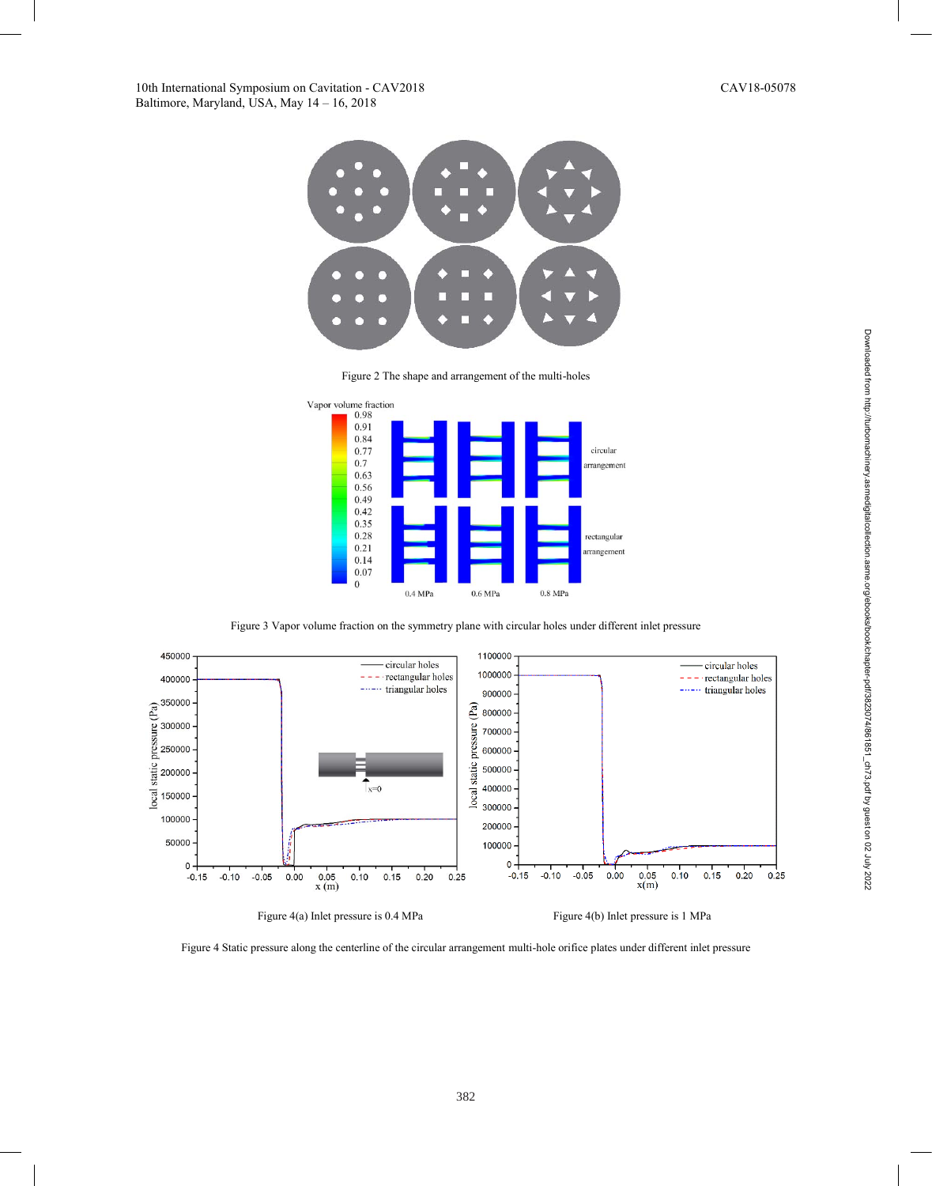Figure 2 The shape and arrangement of the multi-holes

Figure 3 Vapor volume fraction on the symmetry plane with circular holes under different inlet pressure

Figure 4(a) Inlet pressure is 0.4 MPa

Figure 4(b) Inlet pressure is 1 MPa

Figure 4 Static pressure along the centerline of the circular arrangement multi-hole orifice plates under different inlet pressure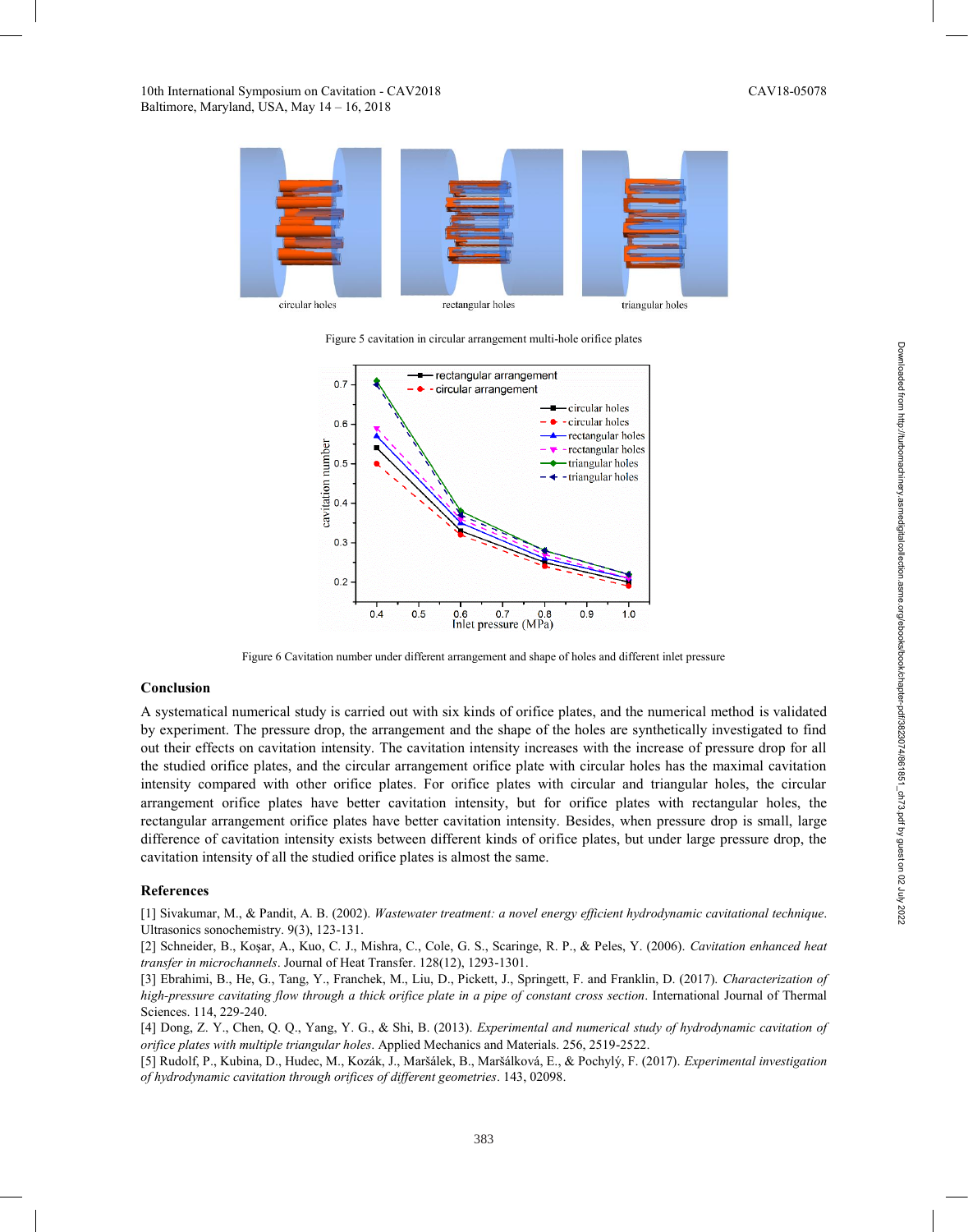circular holes

rectangular holes

triangular holes

Figure 5 cavitation in circular arrangement multi-hole orifice plates

Figure 6 Cavitation number under different arrangement and shape of holes and different inlet pressure

## Conclusion

A systematical numerical study is carried out with six kinds of orifice plates, and the numerical method is validated by experiment. The pressure drop, the arrangement and the shape of the holes are synthetically investigated to find out their effects on cavitation intensity. The cavitation intensity increases with the increase of pressure drop for all the studied orifice plates, and the circular arrangement orifice plate with circular holes has the maximal cavitation intensity compared with other orifice plates. For orifice plates with circular and triangular holes, the circular arrangement orifice plates have better cavitation intensity, but for orifice plates with rectangular holes, the rectangular arrangement orifice plates have better cavitation intensity. Besides, when pressure drop is small, large difference of cavitation intensity exists between different kinds of orifice plates, but under large pressure drop, the cavitation intensity of all the studied orifice plates is almost the same.

## References

[1] Sivakumar, M., & Pandit, A. B. (2002). *Wastewater treatment: a novel energy efficient hydrodynamic cavitational technique*. Ultrasonics sonochemistry. 9(3), 123-131.

[2] Schneider, B., Koşar, A., Kuo, C. J., Mishra, C., Cole, G. S., Scaringe, R. P., & Peles, Y. (2006). *Cavitation enhanced heat transfer in microchannels*. Journal of Heat Transfer. 128(12), 1293-1301.

[3] Ebrahimi, B., He, G., Tang, Y., Franchek, M., Liu, D., Pickett, J., Springett, F. and Franklin, D. (2017). *Characterization of high-pressure cavitating flow through a thick orifice plate in a pipe of constant cross section*. International Journal of Thermal Sciences. 114, 229-240.

[4] Dong, Z. Y., Chen, Q. Q., Yang, Y. G., & Shi, B. (2013). *Experimental and numerical study of hydrodynamic cavitation of orifice plates with multiple triangular holes*. Applied Mechanics and Materials. 256, 2519-2522.

[5] Rudolf, P., Kubina, D., Hudec, M., Kozák, J., Maršálek, B., Maršálková, E., & Pochylý, F. (2017). *Experimental investigation of hydrodynamic cavitation through orifices of different geometries*. 143, 02098.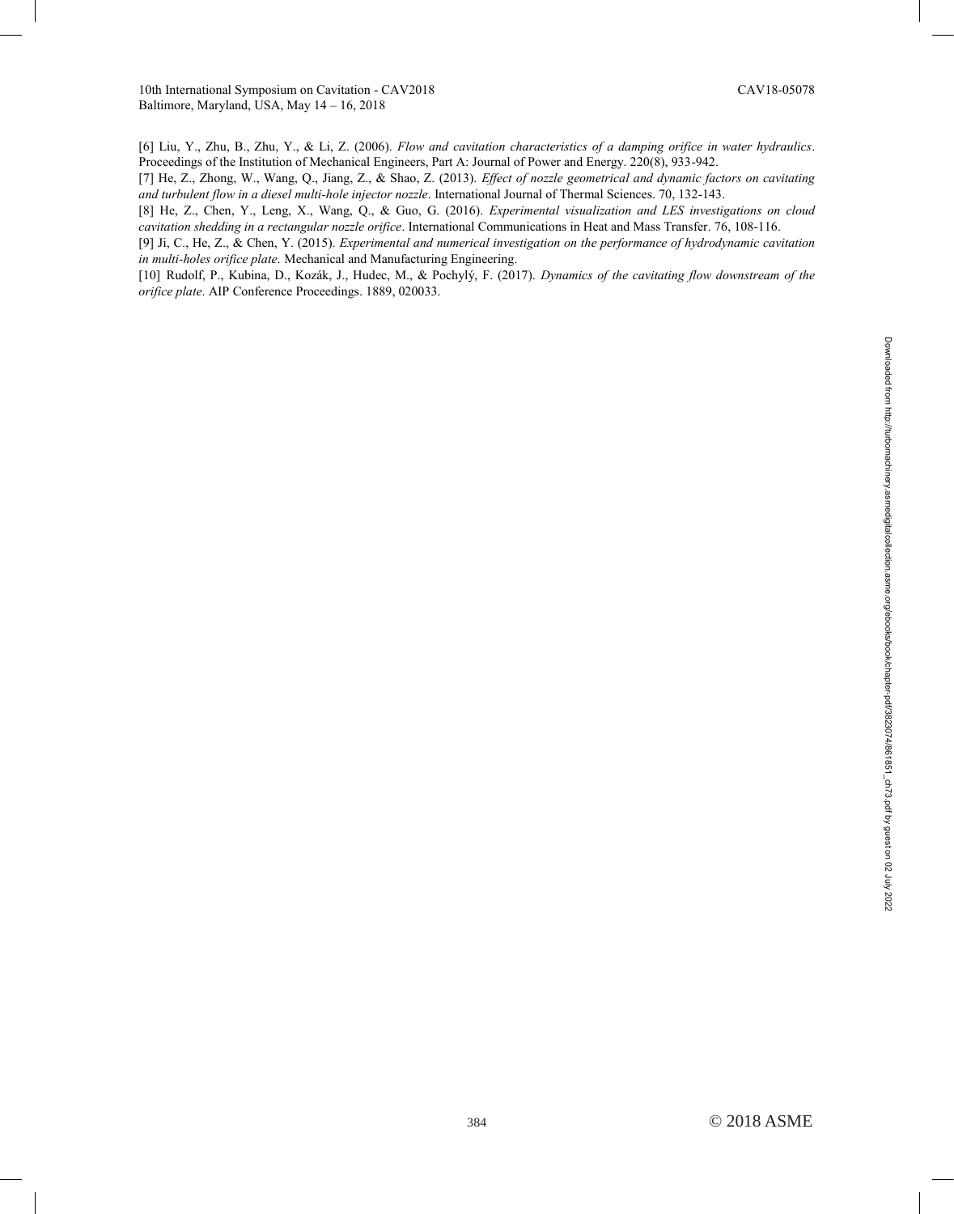[6] Liu, Y., Zhu, B., Zhu, Y., & Li, Z. (2006). *Flow and cavitation characteristics of a damping orifice in water hydraulics*. Proceedings of the Institution of Mechanical Engineers, Part A: Journal of Power and Energy. 220(8), 933-942.

[7] He, Z., Zhong, W., Wang, Q., Jiang, Z., & Shao, Z. (2013). *Effect of nozzle geometrical and dynamic factors on cavitating and turbulent flow in a diesel multi-hole injector nozzle*. International Journal of Thermal Sciences. 70, 132-143.

[8] He, Z., Chen, Y., Leng, X., Wang, Q., & Guo, G. (2016). *Experimental visualization and LES investigations on cloud cavitation shedding in a rectangular nozzle orifice*. International Communications in Heat and Mass Transfer. 76, 108-116.

[9] Ji, C., He, Z., & Chen, Y. (2015). *Experimental and numerical investigation on the performance of hydrodynamic cavitation in multi-holes orifice plate*. Mechanical and Manufacturing Engineering.

[10] Rudolf, P., Kubina, D., Kozák, J., Hudec, M., & Pochylý, F. (2017). *Dynamics of the cavitating flow downstream of the orifice plate*. AIP Conference Proceedings. 1889, 020033.